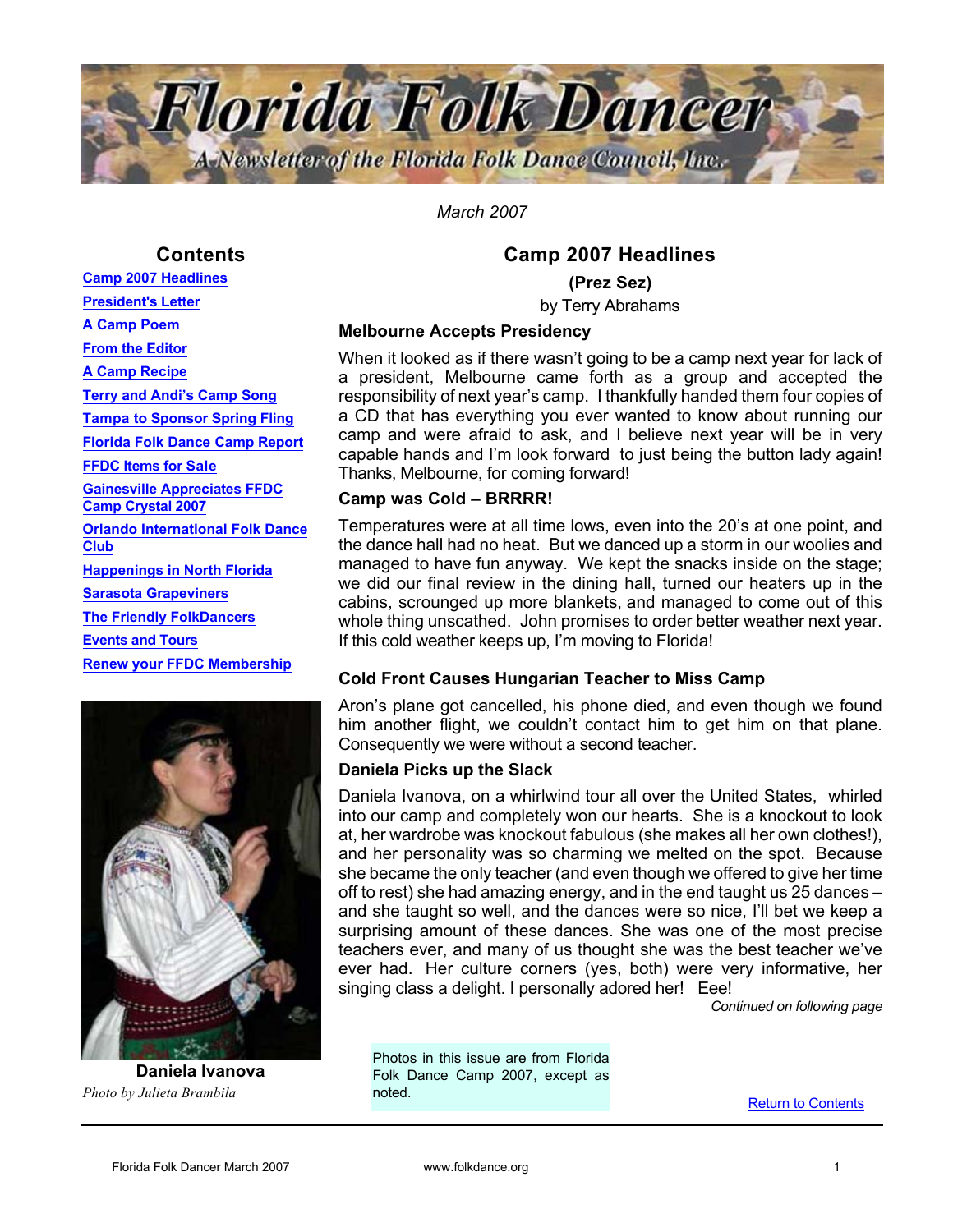# Florida Folk Dancer

A Newsletter of the Florida Folk Dance Council, Inc.

*March 2007*

## Contents

- Camp 2007 Headlines
- President's Letter
- A Camp Poem
- From the Editor
- A Camp Recipe
- Terry and Andi's Camp Song
- Tampa to Sponsor Spring Fling
- Florida Folk Dance Camp Report
- FFDC Items for Sale
- Gainesville Appreciates FFDC Camp Crystal 2007
- Orlando International Folk Dance Club
- Happenings in North Florida
- Sarasota Grapeviners
- The Friendly FolkDancers
- Events and Tours
- Renew your FFDC Membership

**Daniela Ivanova**
*Photo by Julieta Brambila*

## Camp 2007 Headlines

**(Prez Sez)**

by Terry Abrahams

### Melbourne Accepts Presidency

When it looked as if there wasn't going to be a camp next year for lack of a president, Melbourne came forth as a group and accepted the responsibility of next year's camp. I thankfully handed them four copies of a CD that has everything you ever wanted to know about running our camp and were afraid to ask, and I believe next year will be in very capable hands and I'm look forward to just being the button lady again! Thanks, Melbourne, for coming forward!

### Camp was Cold – BRRRR!

Temperatures were at all time lows, even into the 20's at one point, and the dance hall had no heat. But we danced up a storm in our woolies and managed to have fun anyway. We kept the snacks inside on the stage; we did our final review in the dining hall, turned our heaters up in the cabins, scrounged up more blankets, and managed to come out of this whole thing unscathed. John promises to order better weather next year. If this cold weather keeps up, I'm moving to Florida!

### Cold Front Causes Hungarian Teacher to Miss Camp

Aron's plane got cancelled, his phone died, and even though we found him another flight, we couldn't contact him to get him on that plane. Consequently we were without a second teacher.

### Daniela Picks up the Slack

Daniela Ivanova, on a whirlwind tour all over the United States, whirled into our camp and completely won our hearts. She is a knockout to look at, her wardrobe was knockout fabulous (she makes all her own clothes!), and her personality was so charming we melted on the spot. Because she became the only teacher (and even though we offered to give her time off to rest) she had amazing energy, and in the end taught us 25 dances – and she taught so well, and the dances were so nice, I'll bet we keep a surprising amount of these dances. She was one of the most precise teachers ever, and many of us thought she was the best teacher we've ever had. Her culture corners (yes, both) were very informative, her singing class a delight. I personally adored her! Eee!

*Continued on following page*

Photos in this issue are from Florida Folk Dance Camp 2007, except as noted.

Return to Contents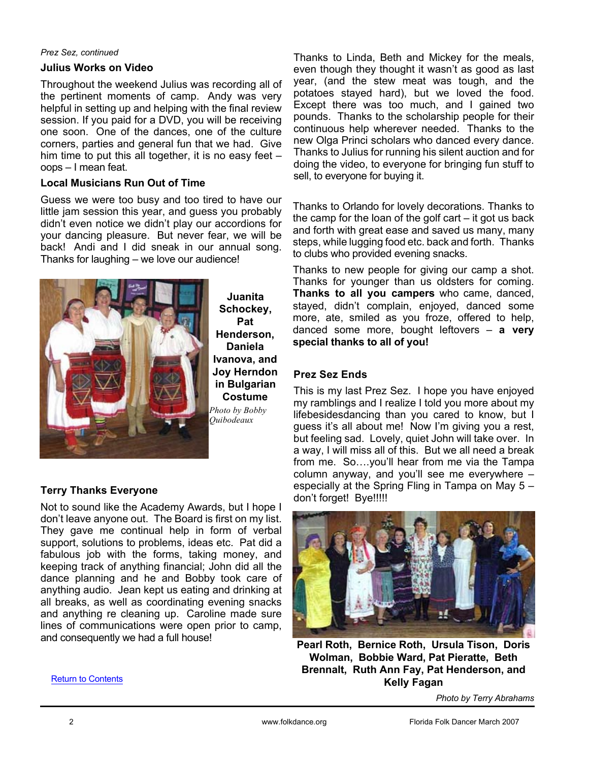*Prez Sez, continued*

### Julius Works on Video

Throughout the weekend Julius was recording all of the pertinent moments of camp. Andy was very helpful in setting up and helping with the final review session. If you paid for a DVD, you will be receiving one soon. One of the dances, one of the culture corners, parties and general fun that we had. Give him time to put this all together, it is no easy feet – oops – I mean feat.

### Local Musicians Run Out of Time

Guess we were too busy and too tired to have our little jam session this year, and guess you probably didn't even notice we didn't play our accordions for your dancing pleasure. But never fear, we will be back! Andi and I did sneak in our annual song. Thanks for laughing – we love our audience!

**Juanita Schockey, Pat Henderson, Daniela Ivanova, and Joy Herndon in Bulgarian Costume**

*Photo by Bobby Quibodeaux*

### Terry Thanks Everyone

Not to sound like the Academy Awards, but I hope I don't leave anyone out. The Board is first on my list. They gave me continual help in form of verbal support, solutions to problems, ideas etc. Pat did a fabulous job with the forms, taking money, and keeping track of anything financial; John did all the dance planning and he and Bobby took care of anything audio. Jean kept us eating and drinking at all breaks, as well as coordinating evening snacks and anything re cleaning up. Caroline made sure lines of communications were open prior to camp, and consequently we had a full house!

Thanks to Linda, Beth and Mickey for the meals, even though they thought it wasn't as good as last year, (and the stew meat was tough, and the potatoes stayed hard), but we loved the food. Except there was too much, and I gained two pounds. Thanks to the scholarship people for their continuous help wherever needed. Thanks to the new Olga Princi scholars who danced every dance. Thanks to Julius for running his silent auction and for doing the video, to everyone for bringing fun stuff to sell, to everyone for buying it.

Thanks to Orlando for lovely decorations. Thanks to the camp for the loan of the golf cart – it got us back and forth with great ease and saved us many, many steps, while lugging food etc. back and forth. Thanks to clubs who provided evening snacks.

Thanks to new people for giving our camp a shot. Thanks for younger than us oldsters for coming. **Thanks to all you campers** who came, danced, stayed, didn't complain, enjoyed, danced some more, ate, smiled as you froze, offered to help, danced some more, bought leftovers – **a very special thanks to all of you!**

### Prez Sez Ends

This is my last Prez Sez. I hope you have enjoyed my ramblings and I realize I told you more about my lifebesidesdancing than you cared to know, but I guess it's all about me! Now I'm giving you a rest, but feeling sad. Lovely, quiet John will take over. In a way, I will miss all of this. But we all need a break from me. So….you'll hear from me via the Tampa column anyway, and you'll see me everywhere – especially at the Spring Fling in Tampa on May 5 – don't forget! Bye!!!!!

**Pearl Roth, Bernice Roth, Ursula Tison, Doris Wolman, Bobbie Ward, Pat Pieratte, Beth Brennalt, Ruth Ann Fay, Pat Henderson, and Kelly Fagan**

*Photo by Terry Abrahams*

Return to Contents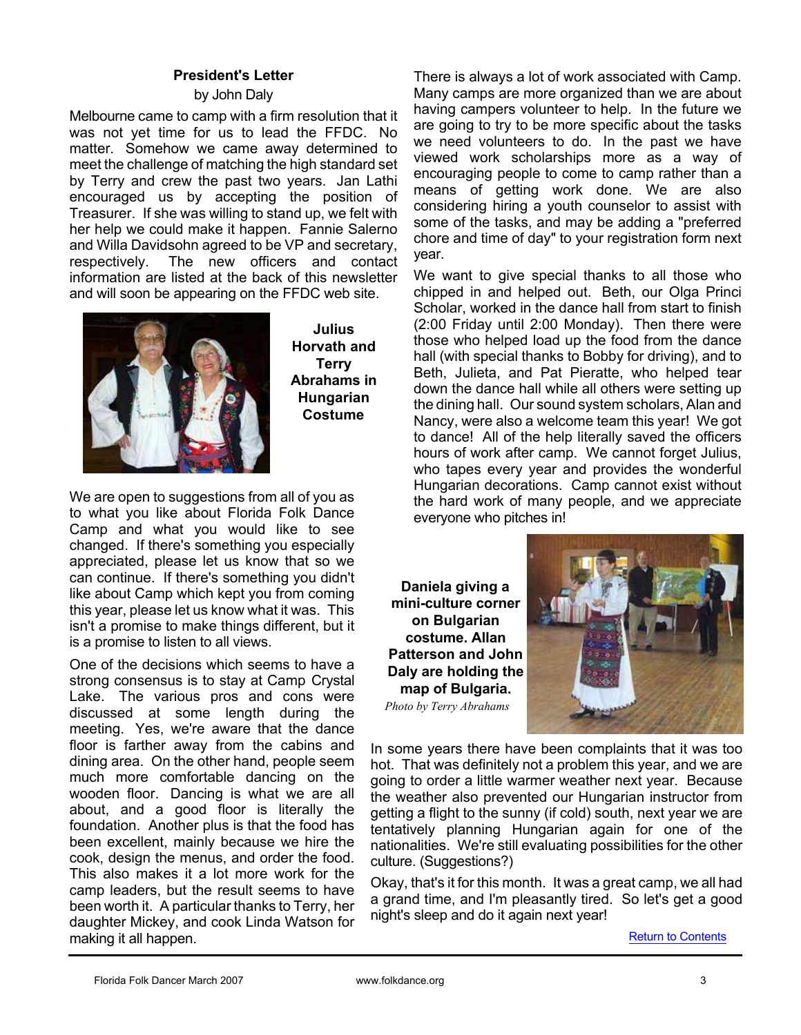## President's Letter

by John Daly

Melbourne came to camp with a firm resolution that it was not yet time for us to lead the FFDC. No matter. Somehow we came away determined to meet the challenge of matching the high standard set by Terry and crew the past two years. Jan Lathi encouraged us by accepting the position of Treasurer. If she was willing to stand up, we felt with her help we could make it happen. Fannie Salerno and Willa Davidsohn agreed to be VP and secretary, respectively. The new officers and contact information are listed at the back of this newsletter and will soon be appearing on the FFDC web site.

**Julius Horvath and Terry Abrahams in Hungarian Costume**

We are open to suggestions from all of you as to what you like about Florida Folk Dance Camp and what you would like to see changed. If there's something you especially appreciated, please let us know that so we can continue. If there's something you didn't like about Camp which kept you from coming this year, please let us know what it was. This isn't a promise to make things different, but it is a promise to listen to all views.

One of the decisions which seems to have a strong consensus is to stay at Camp Crystal Lake. The various pros and cons were discussed at some length during the meeting. Yes, we're aware that the dance floor is farther away from the cabins and dining area. On the other hand, people seem much more comfortable dancing on the wooden floor. Dancing is what we are all about, and a good floor is literally the foundation. Another plus is that the food has been excellent, mainly because we hire the cook, design the menus, and order the food. This also makes it a lot more work for the camp leaders, but the result seems to have been worth it. A particular thanks to Terry, her daughter Mickey, and cook Linda Watson for making it all happen.

There is always a lot of work associated with Camp. Many camps are more organized than we are about having campers volunteer to help. In the future we are going to try to be more specific about the tasks we need volunteers to do. In the past we have viewed work scholarships more as a way of encouraging people to come to camp rather than a means of getting work done. We are also considering hiring a youth counselor to assist with some of the tasks, and may be adding a "preferred chore and time of day" to your registration form next year.

We want to give special thanks to all those who chipped in and helped out. Beth, our Olga Princi Scholar, worked in the dance hall from start to finish (2:00 Friday until 2:00 Monday). Then there were those who helped load up the food from the dance hall (with special thanks to Bobby for driving), and to Beth, Julieta, and Pat Pieratte, who helped tear down the dance hall while all others were setting up the dining hall. Our sound system scholars, Alan and Nancy, were also a welcome team this year! We got to dance! All of the help literally saved the officers hours of work after camp. We cannot forget Julius, who tapes every year and provides the wonderful Hungarian decorations. Camp cannot exist without the hard work of many people, and we appreciate everyone who pitches in!

**Daniela giving a mini-culture corner on Bulgarian costume. Allan Patterson and John Daly are holding the map of Bulgaria.**

*Photo by Terry Abrahams*

In some years there have been complaints that it was too hot. That was definitely not a problem this year, and we are going to order a little warmer weather next year. Because the weather also prevented our Hungarian instructor from getting a flight to the sunny (if cold) south, next year we are tentatively planning Hungarian again for one of the nationalities. We're still evaluating possibilities for the other culture. (Suggestions?)

Okay, that's it for this month. It was a great camp, we all had a grand time, and I'm pleasantly tired. So let's get a good night's sleep and do it again next year!

Return to Contents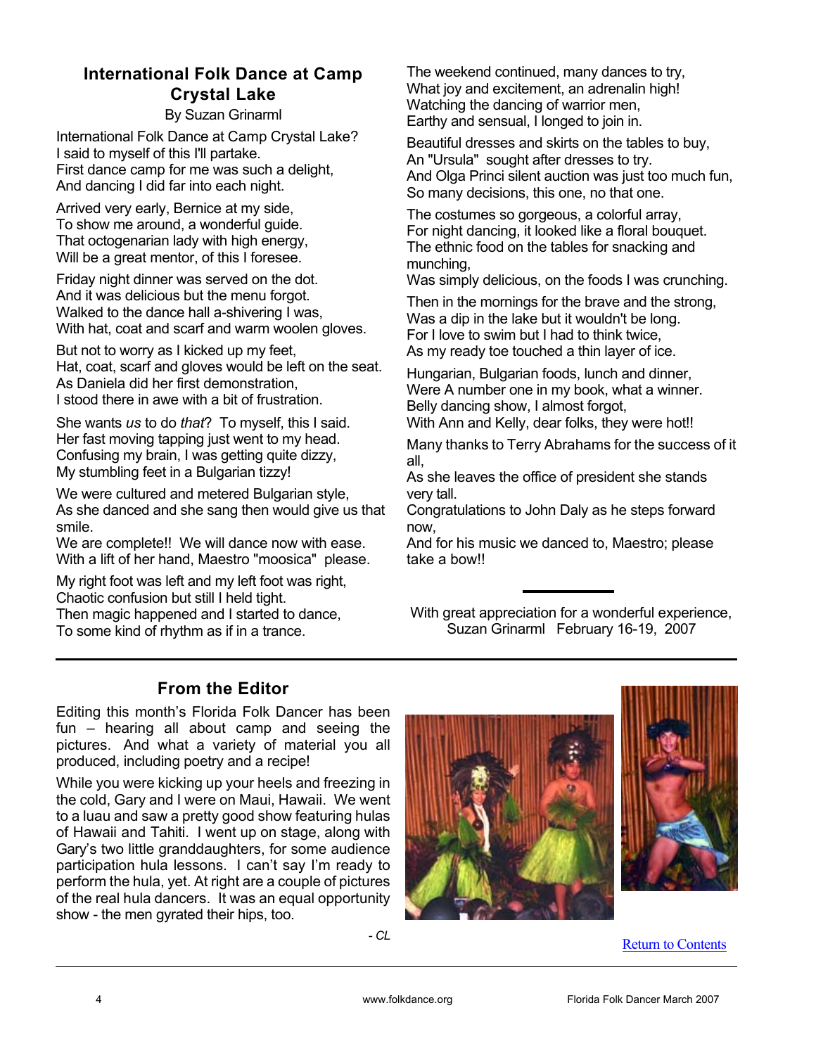## International Folk Dance at Camp Crystal Lake

By Suzan Grinarml

International Folk Dance at Camp Crystal Lake?
I said to myself of this I'll partake.
First dance camp for me was such a delight,
And dancing I did far into each night.

Arrived very early, Bernice at my side,
To show me around, a wonderful guide.
That octogenarian lady with high energy,
Will be a great mentor, of this I foresee.

Friday night dinner was served on the dot.
And it was delicious but the menu forgot.
Walked to the dance hall a-shivering I was,
With hat, coat and scarf and warm woolen gloves.

But not to worry as I kicked up my feet,
Hat, coat, scarf and gloves would be left on the seat.
As Daniela did her first demonstration,
I stood there in awe with a bit of frustration.

She wants *us* to do *that*? To myself, this I said.
Her fast moving tapping just went to my head.
Confusing my brain, I was getting quite dizzy,
My stumbling feet in a Bulgarian tizzy!

We were cultured and metered Bulgarian style,
As she danced and she sang then would give us that smile.
We are complete!! We will dance now with ease.
With a lift of her hand, Maestro "moosica" please.

My right foot was left and my left foot was right,
Chaotic confusion but still I held tight.
Then magic happened and I started to dance,
To some kind of rhythm as if in a trance.

The weekend continued, many dances to try,
What joy and excitement, an adrenalin high!
Watching the dancing of warrior men,
Earthy and sensual, I longed to join in.

Beautiful dresses and skirts on the tables to buy,
An "Ursula" sought after dresses to try.
And Olga Princi silent auction was just too much fun,
So many decisions, this one, no that one.

The costumes so gorgeous, a colorful array,
For night dancing, it looked like a floral bouquet.
The ethnic food on the tables for snacking and munching,
Was simply delicious, on the foods I was crunching.

Then in the mornings for the brave and the strong,
Was a dip in the lake but it wouldn't be long.
For I love to swim but I had to think twice,
As my ready toe touched a thin layer of ice.

Hungarian, Bulgarian foods, lunch and dinner,
Were A number one in my book, what a winner.
Belly dancing show, I almost forgot,
With Ann and Kelly, dear folks, they were hot!!

Many thanks to Terry Abrahams for the success of it all,
As she leaves the office of president she stands very tall.
Congratulations to John Daly as he steps forward now,
And for his music we danced to, Maestro; please take a bow!!

With great appreciation for a wonderful experience,
Suzan Grinarml February 16-19, 2007

---

## From the Editor

Editing this month's Florida Folk Dancer has been fun – hearing all about camp and seeing the pictures. And what a variety of material you all produced, including poetry and a recipe!

While you were kicking up your heels and freezing in the cold, Gary and I were on Maui, Hawaii. We went to a luau and saw a pretty good show featuring hulas of Hawaii and Tahiti. I went up on stage, along with Gary's two little granddaughters, for some audience participation hula lessons. I can't say I'm ready to perform the hula, yet. At right are a couple of pictures of the real hula dancers. It was an equal opportunity show - the men gyrated their hips, too.

*- CL*

Return to Contents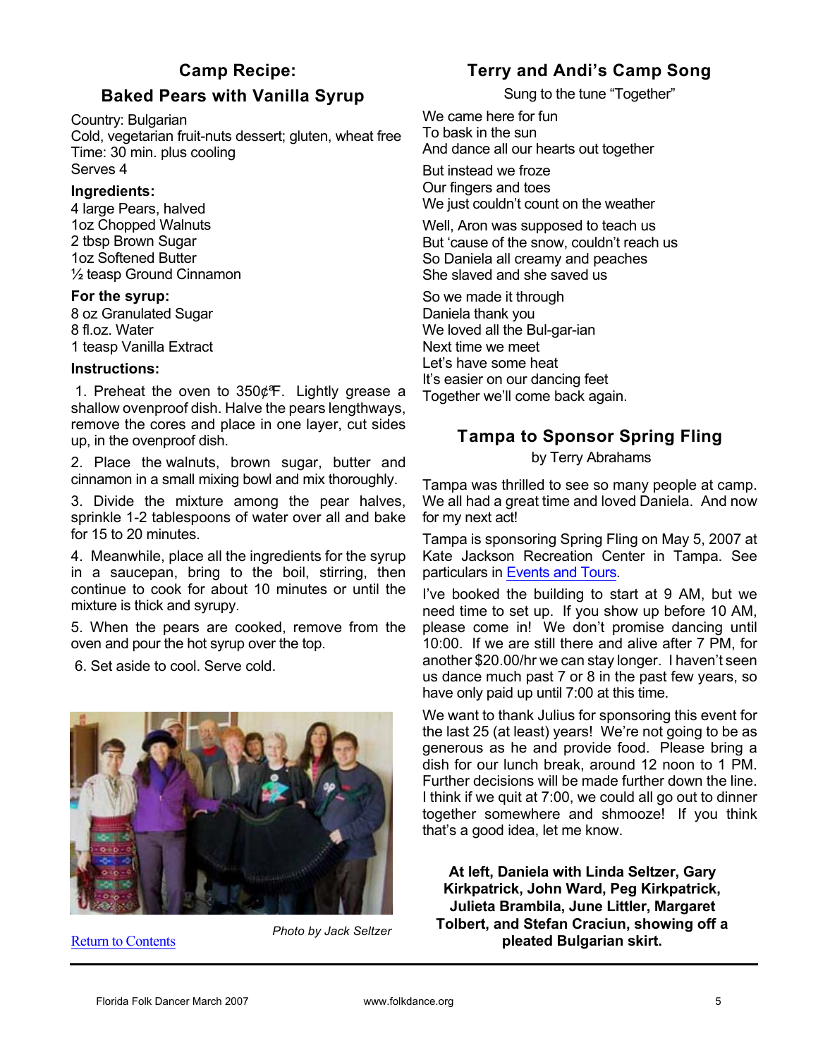## Camp Recipe:

## Baked Pears with Vanilla Syrup

Country: Bulgarian
Cold, vegetarian fruit-nuts dessert; gluten, wheat free
Time: 30 min. plus cooling
Serves 4

**Ingredients:**

4 large Pears, halved
1oz Chopped Walnuts
2 tbsp Brown Sugar
1oz Softened Butter
½ teasp Ground Cinnamon

**For the syrup:**

8 oz Granulated Sugar
8 fl.oz. Water
1 teasp Vanilla Extract

**Instructions:**

1. Preheat the oven to 350¢F. Lightly grease a shallow ovenproof dish. Halve the pears lengthways, remove the cores and place in one layer, cut sides up, in the ovenproof dish.

2. Place the walnuts, brown sugar, butter and cinnamon in a small mixing bowl and mix thoroughly.

3. Divide the mixture among the pear halves, sprinkle 1-2 tablespoons of water over all and bake for 15 to 20 minutes.

4. Meanwhile, place all the ingredients for the syrup in a saucepan, bring to the boil, stirring, then continue to cook for about 10 minutes or until the mixture is thick and syrupy.

5. When the pears are cooked, remove from the oven and pour the hot syrup over the top.

6. Set aside to cool. Serve cold.

*Photo by Jack Seltzer*

Return to Contents

## Terry and Andi's Camp Song

Sung to the tune "Together"

We came here for fun
To bask in the sun
And dance all our hearts out together

But instead we froze
Our fingers and toes
We just couldn't count on the weather

Well, Aron was supposed to teach us
But 'cause of the snow, couldn't reach us
So Daniela all creamy and peaches
She slaved and she saved us

So we made it through
Daniela thank you
We loved all the Bul-gar-ian
Next time we meet
Let's have some heat
It's easier on our dancing feet
Together we'll come back again.

## Tampa to Sponsor Spring Fling

by Terry Abrahams

Tampa was thrilled to see so many people at camp. We all had a great time and loved Daniela. And now for my next act!

Tampa is sponsoring Spring Fling on May 5, 2007 at Kate Jackson Recreation Center in Tampa. See particulars in Events and Tours.

I've booked the building to start at 9 AM, but we need time to set up. If you show up before 10 AM, please come in! We don't promise dancing until 10:00. If we are still there and alive after 7 PM, for another $20.00/hr we can stay longer. I haven't seen us dance much past 7 or 8 in the past few years, so have only paid up until 7:00 at this time.

We want to thank Julius for sponsoring this event for the last 25 (at least) years! We're not going to be as generous as he and provide food. Please bring a dish for our lunch break, around 12 noon to 1 PM. Further decisions will be made further down the line. I think if we quit at 7:00, we could all go out to dinner together somewhere and shmooze! If you think that's a good idea, let me know.

**At left, Daniela with Linda Seltzer, Gary Kirkpatrick, John Ward, Peg Kirkpatrick, Julieta Brambila, June Littler, Margaret Tolbert, and Stefan Craciun, showing off a pleated Bulgarian skirt.**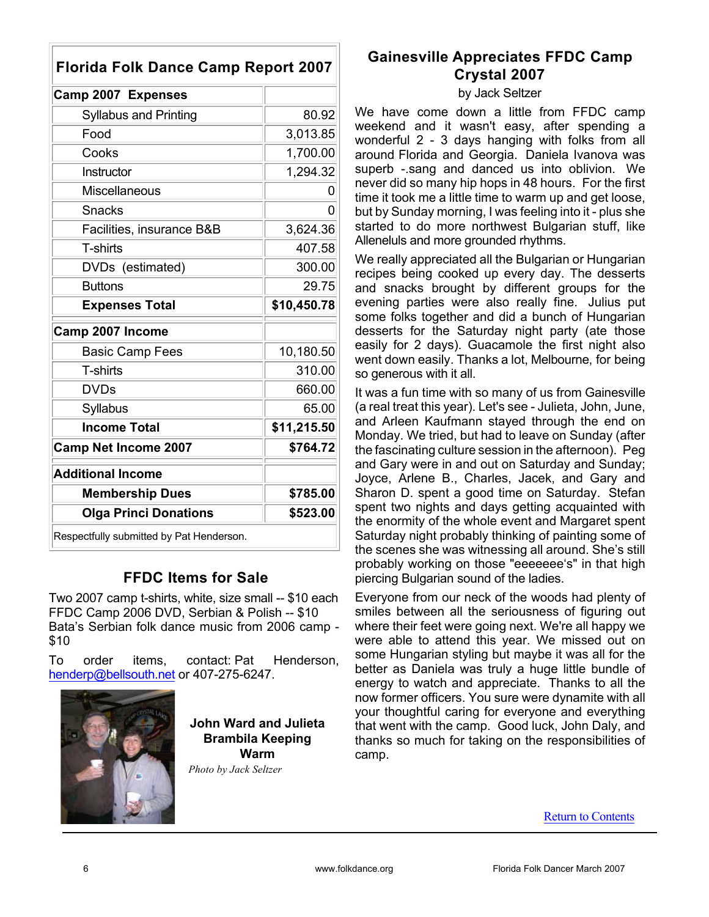## Florida Folk Dance Camp Report 2007

| Camp 2007 Expenses | |
|---|---|
| Syllabus and Printing | 80.92 |
| Food | 3,013.85 |
| Cooks | 1,700.00 |
| Instructor | 1,294.32 |
| Miscellaneous | 0 |
| Snacks | 0 |
| Facilities, insurance B&B | 3,624.36 |
| T-shirts | 407.58 |
| DVDs (estimated) | 300.00 |
| Buttons | 29.75 |
| **Expenses Total** | **$10,450.78** |
| **Camp 2007 Income** | |
| Basic Camp Fees | 10,180.50 |
| T-shirts | 310.00 |
| DVDs | 660.00 |
| Syllabus | 65.00 |
| **Income Total** | **$11,215.50** |
| **Camp Net Income 2007** | **$764.72** |
| **Additional Income** | |
| **Membership Dues** | **$785.00** |
| **Olga Princi Donations** | **$523.00** |

Respectfully submitted by Pat Henderson.

## FFDC Items for Sale

Two 2007 camp t-shirts, white, size small -- $10 each
FFDC Camp 2006 DVD, Serbian & Polish -- $10
Bata's Serbian folk dance music from 2006 camp - $10

To order items, contact: Pat Henderson, henderp@bellsouth.net or 407-275-6247.

**John Ward and Julieta Brambila Keeping Warm**

*Photo by Jack Seltzer*

## Gainesville Appreciates FFDC Camp Crystal 2007

by Jack Seltzer

We have come down a little from FFDC camp weekend and it wasn't easy, after spending a wonderful 2 - 3 days hanging with folks from all around Florida and Georgia. Daniela Ivanova was superb -.sang and danced us into oblivion. We never did so many hip hops in 48 hours. For the first time it took me a little time to warm up and get loose, but by Sunday morning, I was feeling into it - plus she started to do more northwest Bulgarian stuff, like Alleneluls and more grounded rhythms.

We really appreciated all the Bulgarian or Hungarian recipes being cooked up every day. The desserts and snacks brought by different groups for the evening parties were also really fine. Julius put some folks together and did a bunch of Hungarian desserts for the Saturday night party (ate those easily for 2 days). Guacamole the first night also went down easily. Thanks a lot, Melbourne, for being so generous with it all.

It was a fun time with so many of us from Gainesville (a real treat this year). Let's see - Julieta, John, June, and Arleen Kaufmann stayed through the end on Monday. We tried, but had to leave on Sunday (after the fascinating culture session in the afternoon). Peg and Gary were in and out on Saturday and Sunday; Joyce, Arlene B., Charles, Jacek, and Gary and Sharon D. spent a good time on Saturday. Stefan spent two nights and days getting acquainted with the enormity of the whole event and Margaret spent Saturday night probably thinking of painting some of the scenes she was witnessing all around. She's still probably working on those "eeeeeee's" in that high piercing Bulgarian sound of the ladies.

Everyone from our neck of the woods had plenty of smiles between all the seriousness of figuring out where their feet were going next. We're all happy we were able to attend this year. We missed out on some Hungarian styling but maybe it was all for the better as Daniela was truly a huge little bundle of energy to watch and appreciate. Thanks to all the now former officers. You sure were dynamite with all your thoughtful caring for everyone and everything that went with the camp. Good luck, John Daly, and thanks so much for taking on the responsibilities of camp.

Return to Contents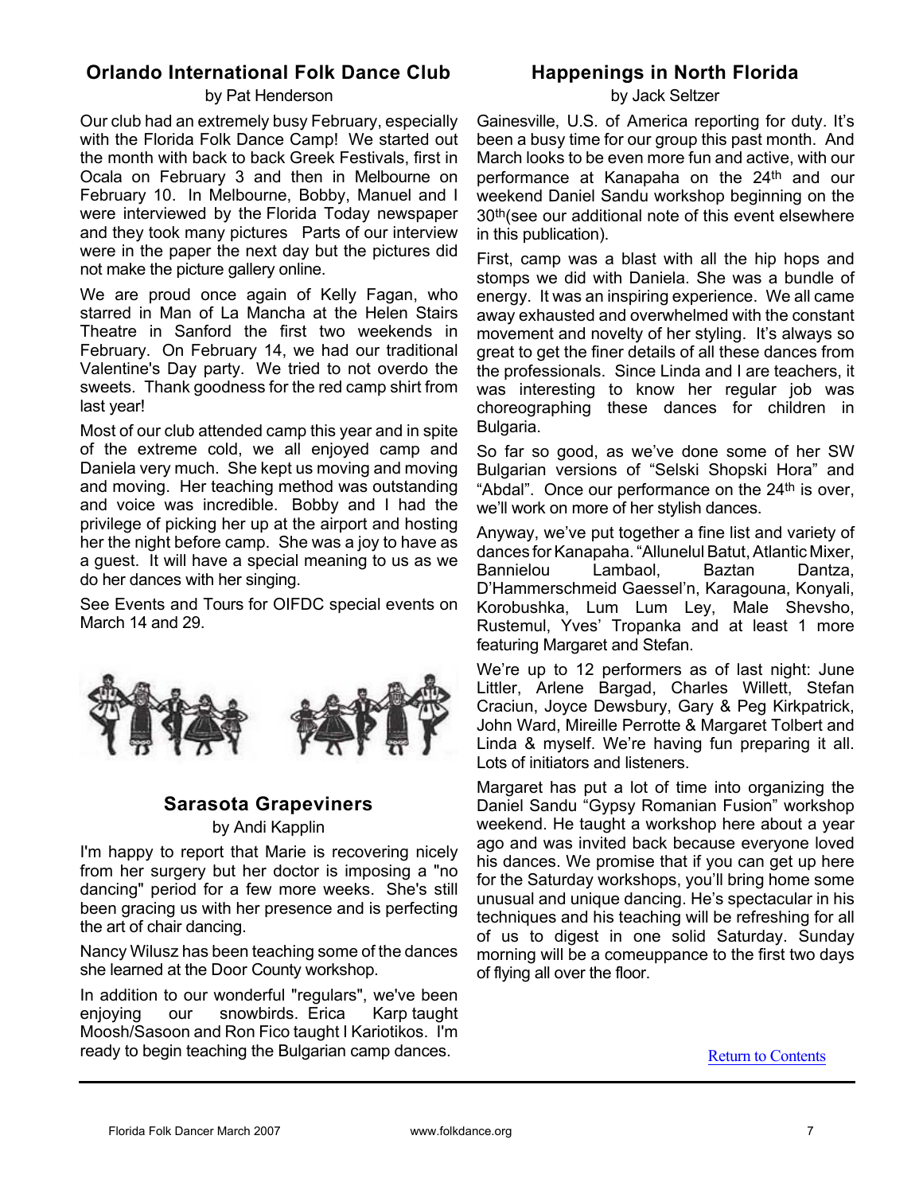## Orlando International Folk Dance Club

by Pat Henderson

Our club had an extremely busy February, especially with the Florida Folk Dance Camp! We started out the month with back to back Greek Festivals, first in Ocala on February 3 and then in Melbourne on February 10. In Melbourne, Bobby, Manuel and I were interviewed by the Florida Today newspaper and they took many pictures Parts of our interview were in the paper the next day but the pictures did not make the picture gallery online.

We are proud once again of Kelly Fagan, who starred in Man of La Mancha at the Helen Stairs Theatre in Sanford the first two weekends in February. On February 14, we had our traditional Valentine's Day party. We tried to not overdo the sweets. Thank goodness for the red camp shirt from last year!

Most of our club attended camp this year and in spite of the extreme cold, we all enjoyed camp and Daniela very much. She kept us moving and moving and moving. Her teaching method was outstanding and voice was incredible. Bobby and I had the privilege of picking her up at the airport and hosting her the night before camp. She was a joy to have as a guest. It will have a special meaning to us as we do her dances with her singing.

See Events and Tours for OIFDC special events on March 14 and 29.

## Sarasota Grapeviners

by Andi Kapplin

I'm happy to report that Marie is recovering nicely from her surgery but her doctor is imposing a "no dancing" period for a few more weeks. She's still been gracing us with her presence and is perfecting the art of chair dancing.

Nancy Wilusz has been teaching some of the dances she learned at the Door County workshop.

In addition to our wonderful "regulars", we've been enjoying our snowbirds. Erica Karp taught Moosh/Sasoon and Ron Fico taught I Kariotikos. I'm ready to begin teaching the Bulgarian camp dances.

## Happenings in North Florida

by Jack Seltzer

Gainesville, U.S. of America reporting for duty. It's been a busy time for our group this past month. And March looks to be even more fun and active, with our performance at Kanapaha on the 24th and our weekend Daniel Sandu workshop beginning on the 30th(see our additional note of this event elsewhere in this publication).

First, camp was a blast with all the hip hops and stomps we did with Daniela. She was a bundle of energy. It was an inspiring experience. We all came away exhausted and overwhelmed with the constant movement and novelty of her styling. It's always so great to get the finer details of all these dances from the professionals. Since Linda and I are teachers, it was interesting to know her regular job was choreographing these dances for children in Bulgaria.

So far so good, as we've done some of her SW Bulgarian versions of "Selski Shopski Hora" and "Abdal". Once our performance on the 24th is over, we'll work on more of her stylish dances.

Anyway, we've put together a fine list and variety of dances for Kanapaha. "Allunelul Batut, Atlantic Mixer, Bannielou Lambaol, Baztan Dantza, D'Hammerschmeid Gaessel'n, Karagouna, Konyali, Korobushka, Lum Lum Ley, Male Shevsho, Rustemul, Yves' Tropanka and at least 1 more featuring Margaret and Stefan.

We're up to 12 performers as of last night: June Littler, Arlene Bargad, Charles Willett, Stefan Craciun, Joyce Dewsbury, Gary & Peg Kirkpatrick, John Ward, Mireille Perrotte & Margaret Tolbert and Linda & myself. We're having fun preparing it all. Lots of initiators and listeners.

Margaret has put a lot of time into organizing the Daniel Sandu "Gypsy Romanian Fusion" workshop weekend. He taught a workshop here about a year ago and was invited back because everyone loved his dances. We promise that if you can get up here for the Saturday workshops, you'll bring home some unusual and unique dancing. He's spectacular in his techniques and his teaching will be refreshing for all of us to digest in one solid Saturday. Sunday morning will be a comeuppance to the first two days of flying all over the floor.

Return to Contents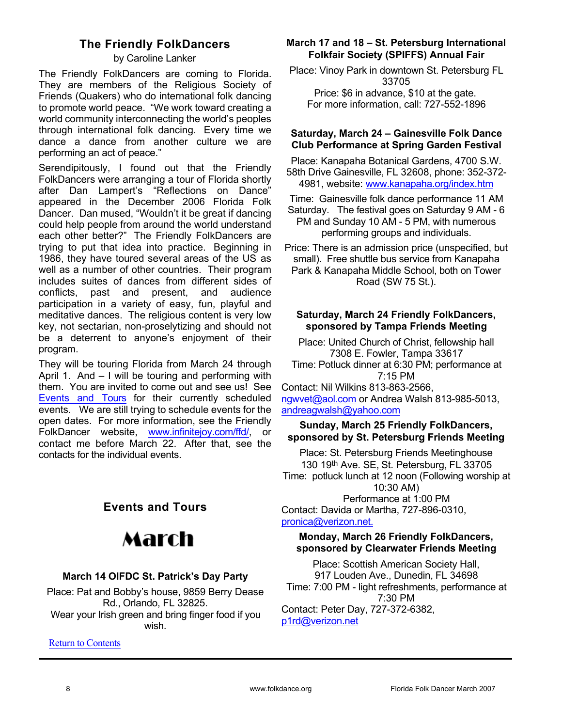## The Friendly FolkDancers

by Caroline Lanker

The Friendly FolkDancers are coming to Florida. They are members of the Religious Society of Friends (Quakers) who do international folk dancing to promote world peace. "We work toward creating a world community interconnecting the world's peoples through international folk dancing. Every time we dance a dance from another culture we are performing an act of peace."

Serendipitously, I found out that the Friendly FolkDancers were arranging a tour of Florida shortly after Dan Lampert's "Reflections on Dance" appeared in the December 2006 Florida Folk Dancer. Dan mused, "Wouldn't it be great if dancing could help people from around the world understand each other better?" The Friendly FolkDancers are trying to put that idea into practice. Beginning in 1986, they have toured several areas of the US as well as a number of other countries. Their program includes suites of dances from different sides of conflicts, past and present, and audience participation in a variety of easy, fun, playful and meditative dances. The religious content is very low key, not sectarian, non-proselytizing and should not be a deterrent to anyone's enjoyment of their program.

They will be touring Florida from March 24 through April 1. And – I will be touring and performing with them. You are invited to come out and see us! See Events and Tours for their currently scheduled events. We are still trying to schedule events for the open dates. For more information, see the Friendly FolkDancer website, www.infinitejoy.com/ffd/, or contact me before March 22. After that, see the contacts for the individual events.

## Events and Tours

# March

### March 14 OIFDC St. Patrick's Day Party

Place: Pat and Bobby's house, 9859 Berry Dease Rd., Orlando, FL 32825.
Wear your Irish green and bring finger food if you wish.

Return to Contents

### March 17 and 18 – St. Petersburg International Folkfair Society (SPIFFS) Annual Fair

Place: Vinoy Park in downtown St. Petersburg FL 33705
Price: $6 in advance, $10 at the gate.
For more information, call: 727-552-1896

### Saturday, March 24 – Gainesville Folk Dance Club Performance at Spring Garden Festival

Place: Kanapaha Botanical Gardens, 4700 S.W. 58th Drive Gainesville, FL 32608, phone: 352-372-4981, website: www.kanapaha.org/index.htm

Time: Gainesville folk dance performance 11 AM Saturday. The festival goes on Saturday 9 AM - 6 PM and Sunday 10 AM - 5 PM, with numerous performing groups and individuals.

Price: There is an admission price (unspecified, but small). Free shuttle bus service from Kanapaha Park & Kanapaha Middle School, both on Tower Road (SW 75 St.).

### Saturday, March 24 Friendly FolkDancers, sponsored by Tampa Friends Meeting

Place: United Church of Christ, fellowship hall
7308 E. Fowler, Tampa 33617
Time: Potluck dinner at 6:30 PM; performance at 7:15 PM
Contact: Nil Wilkins 813-863-2566, ngwvet@aol.com or Andrea Walsh 813-985-5013, andreagwalsh@yahoo.com

### Sunday, March 25 Friendly FolkDancers, sponsored by St. Petersburg Friends Meeting

Place: St. Petersburg Friends Meetinghouse
130 19th Ave. SE, St. Petersburg, FL 33705
Time: potluck lunch at 12 noon (Following worship at 10:30 AM)
Performance at 1:00 PM
Contact: Davida or Martha, 727-896-0310, pronica@verizon.net.

### Monday, March 26 Friendly FolkDancers, sponsored by Clearwater Friends Meeting

Place: Scottish American Society Hall,
917 Louden Ave., Dunedin, FL 34698
Time: 7:00 PM - light refreshments, performance at 7:30 PM
Contact: Peter Day, 727-372-6382, p1rd@verizon.net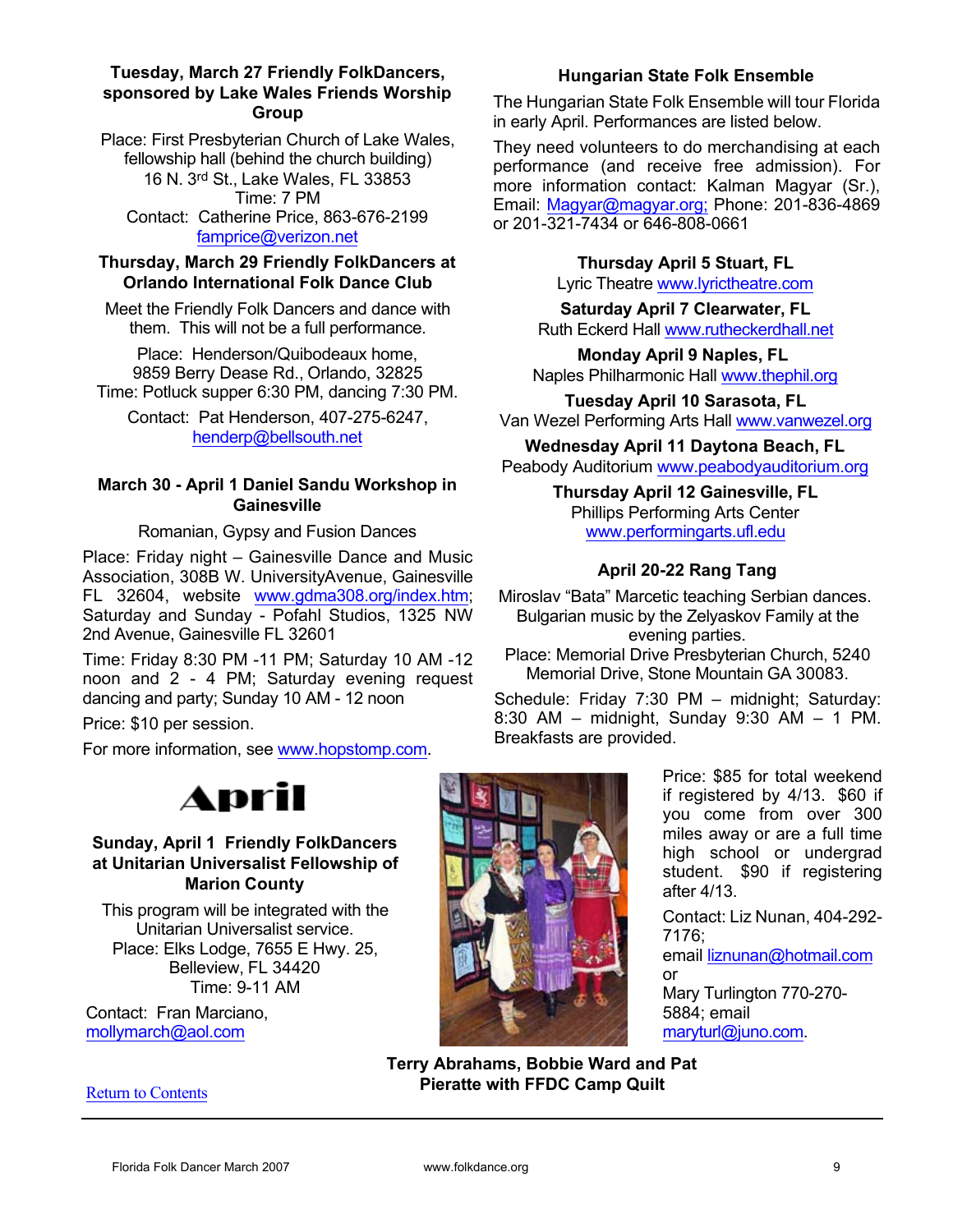### Tuesday, March 27 Friendly FolkDancers, sponsored by Lake Wales Friends Worship Group

Place: First Presbyterian Church of Lake Wales, fellowship hall (behind the church building)
16 N. 3rd St., Lake Wales, FL 33853
Time: 7 PM
Contact: Catherine Price, 863-676-2199
famprice@verizon.net

### Thursday, March 29 Friendly FolkDancers at Orlando International Folk Dance Club

Meet the Friendly Folk Dancers and dance with them. This will not be a full performance.

Place: Henderson/Quibodeaux home, 9859 Berry Dease Rd., Orlando, 32825
Time: Potluck supper 6:30 PM, dancing 7:30 PM.

Contact: Pat Henderson, 407-275-6247, henderp@bellsouth.net

### March 30 - April 1 Daniel Sandu Workshop in Gainesville

Romanian, Gypsy and Fusion Dances

Place: Friday night – Gainesville Dance and Music Association, 308B W. UniversityAvenue, Gainesville FL 32604, website www.gdma308.org/index.htm; Saturday and Sunday - Pofahl Studios, 1325 NW 2nd Avenue, Gainesville FL 32601

Time: Friday 8:30 PM -11 PM; Saturday 10 AM -12 noon and 2 - 4 PM; Saturday evening request dancing and party; Sunday 10 AM - 12 noon

Price: $10 per session.

For more information, see www.hopstomp.com.

# April

### Sunday, April 1 Friendly FolkDancers at Unitarian Universalist Fellowship of Marion County

This program will be integrated with the Unitarian Universalist service.
Place: Elks Lodge, 7655 E Hwy. 25, Belleview, FL 34420
Time: 9-11 AM

Contact: Fran Marciano, mollymarch@aol.com

Return to Contents

### Hungarian State Folk Ensemble

The Hungarian State Folk Ensemble will tour Florida in early April. Performances are listed below.

They need volunteers to do merchandising at each performance (and receive free admission). For more information contact: Kalman Magyar (Sr.), Email: Magyar@magyar.org; Phone: 201-836-4869 or 201-321-7434 or 646-808-0661

**Thursday April 5 Stuart, FL**
Lyric Theatre www.lyrictheatre.com

**Saturday April 7 Clearwater, FL**
Ruth Eckerd Hall www.rutheckerdhall.net

**Monday April 9 Naples, FL**
Naples Philharmonic Hall www.thephil.org

**Tuesday April 10 Sarasota, FL**
Van Wezel Performing Arts Hall www.vanwezel.org

**Wednesday April 11 Daytona Beach, FL**
Peabody Auditorium www.peabodyauditorium.org

**Thursday April 12 Gainesville, FL**
Phillips Performing Arts Center
www.performingarts.ufl.edu

### April 20-22 Rang Tang

Miroslav "Bata" Marcetic teaching Serbian dances. Bulgarian music by the Zelyaskov Family at the evening parties.

Place: Memorial Drive Presbyterian Church, 5240 Memorial Drive, Stone Mountain GA 30083.

Schedule: Friday 7:30 PM – midnight; Saturday: 8:30 AM – midnight, Sunday 9:30 AM – 1 PM. Breakfasts are provided.

Price: $85 for total weekend if registered by 4/13. $60 if you come from over 300 miles away or are a full time high school or undergrad student. $90 if registering after 4/13.

Contact: Liz Nunan, 404-292-7176;
email liznunan@hotmail.com
or
Mary Turlington 770-270-5884; email maryturl@juno.com.

**Terry Abrahams, Bobbie Ward and Pat Pieratte with FFDC Camp Quilt**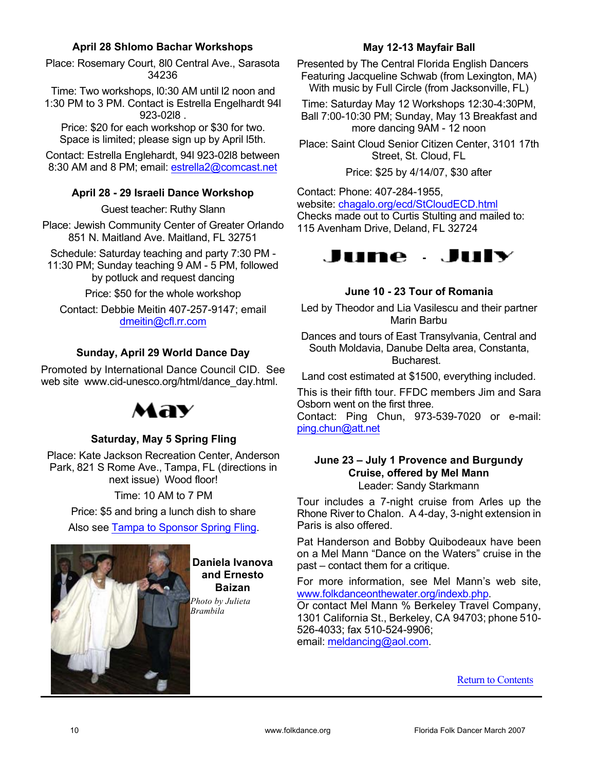### April 28 Shlomo Bachar Workshops

Place: Rosemary Court, 8l0 Central Ave., Sarasota 34236

Time: Two workshops, l0:30 AM until l2 noon and 1:30 PM to 3 PM. Contact is Estrella Engelhardt 94l 923-02l8 .
Price: $20 for each workshop or $30 for two. Space is limited; please sign up by April l5th.

Contact: Estrella Englehardt, 94l 923-02l8 between 8:30 AM and 8 PM; email: estrella2@comcast.net

### April 28 - 29 Israeli Dance Workshop

Guest teacher: Ruthy Slann

Place: Jewish Community Center of Greater Orlando 851 N. Maitland Ave. Maitland, FL 32751

Schedule: Saturday teaching and party 7:30 PM - 11:30 PM; Sunday teaching 9 AM - 5 PM, followed by potluck and request dancing

Price: $50 for the whole workshop

Contact: Debbie Meitin 407-257-9147; email dmeitin@cfl.rr.com

### Sunday, April 29 World Dance Day

Promoted by International Dance Council CID. See web site www.cid-unesco.org/html/dance_day.html.

## May

### Saturday, May 5 Spring Fling

Place: Kate Jackson Recreation Center, Anderson Park, 821 S Rome Ave., Tampa, FL (directions in next issue) Wood floor!

Time: 10 AM to 7 PM

Price: $5 and bring a lunch dish to share

Also see Tampa to Sponsor Spring Fling.

**Daniela Ivanova and Ernesto Baizan**

*Photo by Julieta Brambila*

### May 12-13 Mayfair Ball

Presented by The Central Florida English Dancers Featuring Jacqueline Schwab (from Lexington, MA) With music by Full Circle (from Jacksonville, FL)

Time: Saturday May 12 Workshops 12:30-4:30PM, Ball 7:00-10:30 PM; Sunday, May 13 Breakfast and more dancing 9AM - 12 noon

Place: Saint Cloud Senior Citizen Center, 3101 17th Street, St. Cloud, FL

Price: $25 by 4/14/07, $30 after

Contact: Phone: 407-284-1955,
website: chagalo.org/ecd/StCloudECD.html
Checks made out to Curtis Stulting and mailed to: 115 Avenham Drive, Deland, FL 32724

## June - July

### June 10 - 23 Tour of Romania

Led by Theodor and Lia Vasilescu and their partner Marin Barbu

Dances and tours of East Transylvania, Central and South Moldavia, Danube Delta area, Constanta, Bucharest.

Land cost estimated at $1500, everything included.

This is their fifth tour. FFDC members Jim and Sara Osborn went on the first three.
Contact: Ping Chun, 973-539-7020 or e-mail: ping.chun@att.net

### June 23 – July 1 Provence and Burgundy Cruise, offered by Mel Mann

Leader: Sandy Starkmann

Tour includes a 7-night cruise from Arles up the Rhone River to Chalon. A 4-day, 3-night extension in Paris is also offered.

Pat Handerson and Bobby Quibodeaux have been on a Mel Mann "Dance on the Waters" cruise in the past – contact them for a critique.

For more information, see Mel Mann's web site, www.folkdanceonthewater.org/indexb.php.
Or contact Mel Mann % Berkeley Travel Company, 1301 California St., Berkeley, CA 94703; phone 510-526-4033; fax 510-524-9906;
email: meldancing@aol.com.

Return to Contents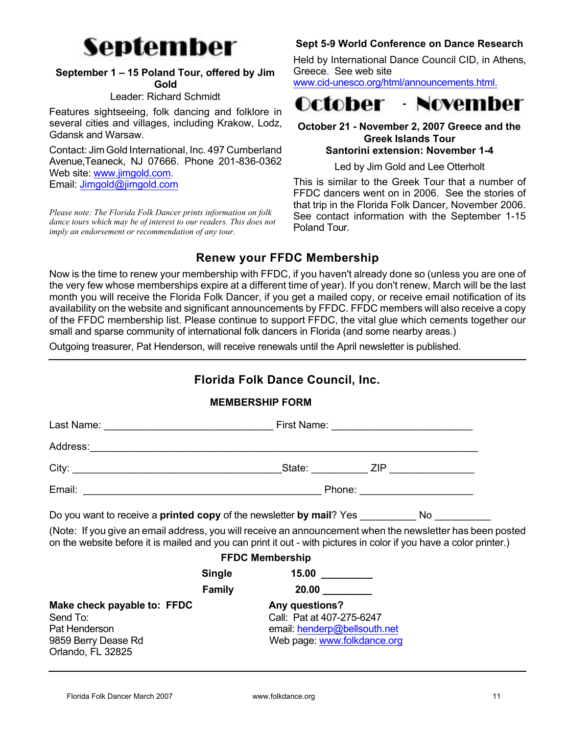# September

**September 1 – 15 Poland Tour, offered by Jim Gold**

Leader: Richard Schmidt

Features sightseeing, folk dancing and folklore in several cities and villages, including Krakow, Lodz, Gdansk and Warsaw.

Contact: Jim Gold International, Inc. 497 Cumberland Avenue,Teaneck, NJ 07666. Phone 201-836-0362
Web site: www.jimgold.com.
Email: Jimgold@jimgold.com

*Please note: The Florida Folk Dancer prints information on folk dance tours which may be of interest to our readers. This does not imply an endorsement or recommendation of any tour.*

**Sept 5-9 World Conference on Dance Research**

Held by International Dance Council CID, in Athens, Greece. See web site www.cid-unesco.org/html/announcements.html.

# October - November

**October 21 - November 2, 2007 Greece and the Greek Islands Tour**
**Santorini extension: November 1-4**

Led by Jim Gold and Lee Otterholt

This is similar to the Greek Tour that a number of FFDC dancers went on in 2006. See the stories of that trip in the Florida Folk Dancer, November 2006. See contact information with the September 1-15 Poland Tour.

## Renew your FFDC Membership

Now is the time to renew your membership with FFDC, if you haven't already done so (unless you are one of the very few whose memberships expire at a different time of year). If you don't renew, March will be the last month you will receive the Florida Folk Dancer, if you get a mailed copy, or receive email notification of its availability on the website and significant announcements by FFDC. FFDC members will also receive a copy of the FFDC membership list. Please continue to support FFDC, the vital glue which cements together our small and sparse community of international folk dancers in Florida (and some nearby areas.)

Outgoing treasurer, Pat Henderson, will receive renewals until the April newsletter is published.

---

## Florida Folk Dance Council, Inc.

**MEMBERSHIP FORM**

Last Name: ______________________________ First Name: _________________________

Address:_______________________________________________________________________

City: _____________________________________State: __________ ZIP _______________

Email: __________________________________________ Phone: ____________________

Do you want to receive a **printed copy** of the newsletter **by mail**? Yes __________ No __________

(Note: If you give an email address, you will receive an announcement when the newsletter has been posted on the website before it is mailed and you can print it out - with pictures in color if you have a color printer.)

**FFDC Membership**

**Single** **15.00** _________

**Family** **20.00** _________

**Make check payable to: FFDC**
Send To:
Pat Henderson
9859 Berry Dease Rd
Orlando, FL 32825

**Any questions?**
Call: Pat at 407-275-6247
email: henderp@bellsouth.net
Web page: www.folkdance.org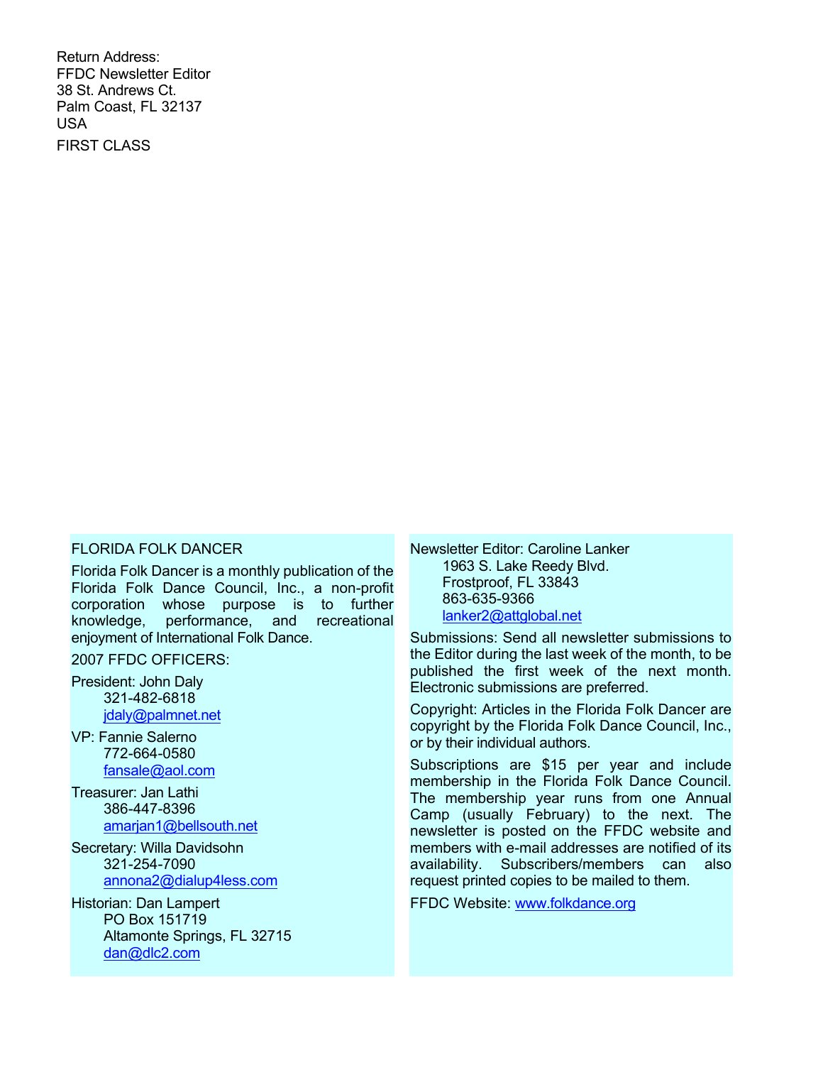Return Address:
FFDC Newsletter Editor
38 St. Andrews Ct.
Palm Coast, FL 32137
USA

FIRST CLASS

FLORIDA FOLK DANCER

Florida Folk Dancer is a monthly publication of the Florida Folk Dance Council, Inc., a non-profit corporation whose purpose is to further knowledge, performance, and recreational enjoyment of International Folk Dance.

2007 FFDC OFFICERS:

President: John Daly
321-482-6818
jdaly@palmnet.net

VP: Fannie Salerno
772-664-0580
fansale@aol.com

Treasurer: Jan Lathi
386-447-8396
amarjan1@bellsouth.net

Secretary: Willa Davidsohn
321-254-7090
annona2@dialup4less.com

Historian: Dan Lampert
PO Box 151719
Altamonte Springs, FL 32715
dan@dlc2.com

Newsletter Editor: Caroline Lanker
1963 S. Lake Reedy Blvd.
Frostproof, FL 33843
863-635-9366
lanker2@attglobal.net

Submissions: Send all newsletter submissions to the Editor during the last week of the month, to be published the first week of the next month. Electronic submissions are preferred.

Copyright: Articles in the Florida Folk Dancer are copyright by the Florida Folk Dance Council, Inc., or by their individual authors.

Subscriptions are $15 per year and include membership in the Florida Folk Dance Council. The membership year runs from one Annual Camp (usually February) to the next. The newsletter is posted on the FFDC website and members with e-mail addresses are notified of its availability. Subscribers/members can also request printed copies to be mailed to them.

FFDC Website: www.folkdance.org